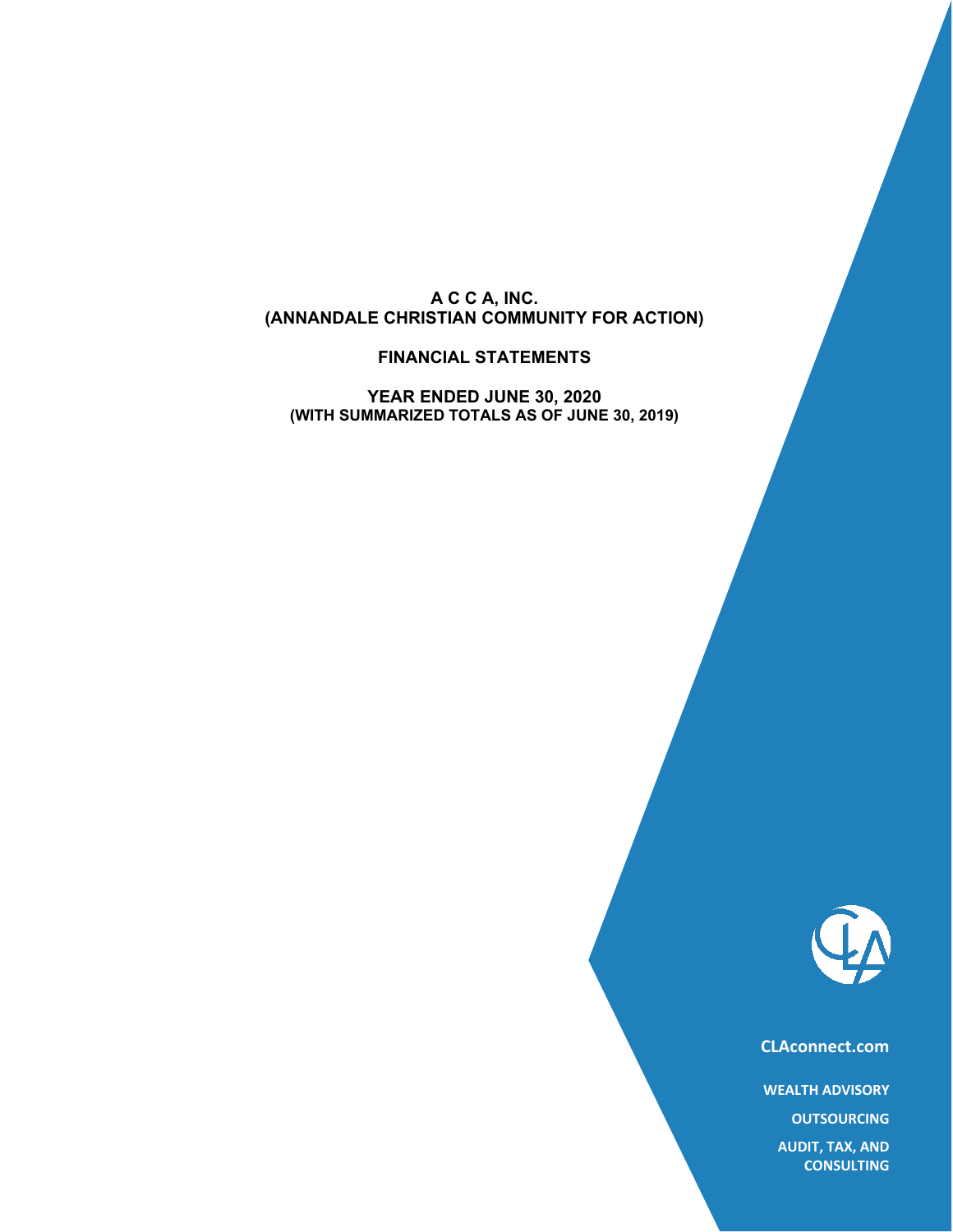# A C C A, INC.
# (ANNANDALE CHRISTIAN COMMUNITY FOR ACTION)

## FINANCIAL STATEMENTS

## YEAR ENDED JUNE 30, 2020
### (WITH SUMMARIZED TOTALS AS OF JUNE 30, 2019)

CLAconnect.com

WEALTH ADVISORY

OUTSOURCING

AUDIT, TAX, AND CONSULTING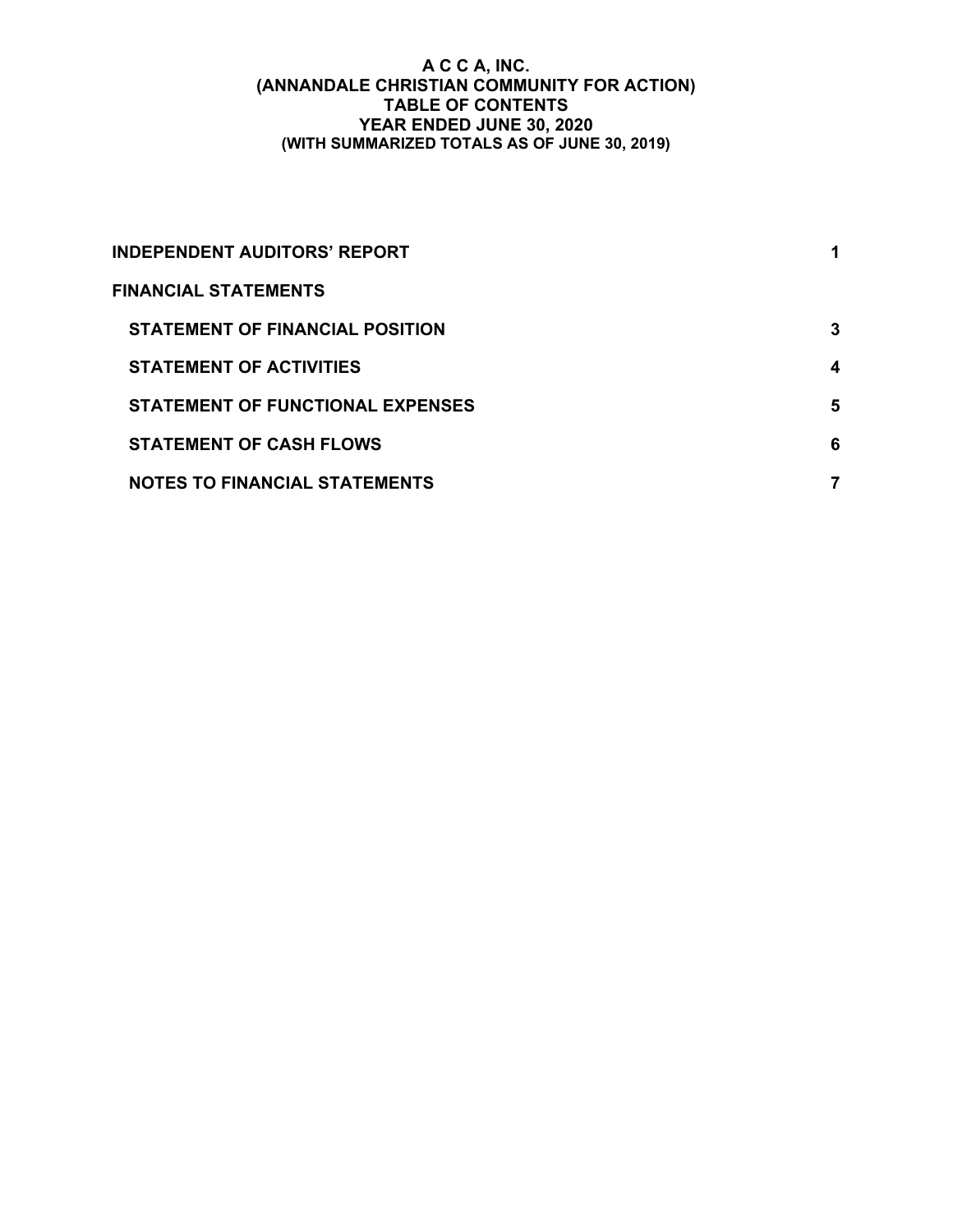# A C C A, INC.
## (ANNANDALE CHRISTIAN COMMUNITY FOR ACTION)
## TABLE OF CONTENTS
## YEAR ENDED JUNE 30, 2020
### (WITH SUMMARIZED TOTALS AS OF JUNE 30, 2019)

| | |
|---|---|
| **INDEPENDENT AUDITORS' REPORT** | **1** |
| **FINANCIAL STATEMENTS** | |
| **STATEMENT OF FINANCIAL POSITION** | **3** |
| **STATEMENT OF ACTIVITIES** | **4** |
| **STATEMENT OF FUNCTIONAL EXPENSES** | **5** |
| **STATEMENT OF CASH FLOWS** | **6** |
| **NOTES TO FINANCIAL STATEMENTS** | **7** |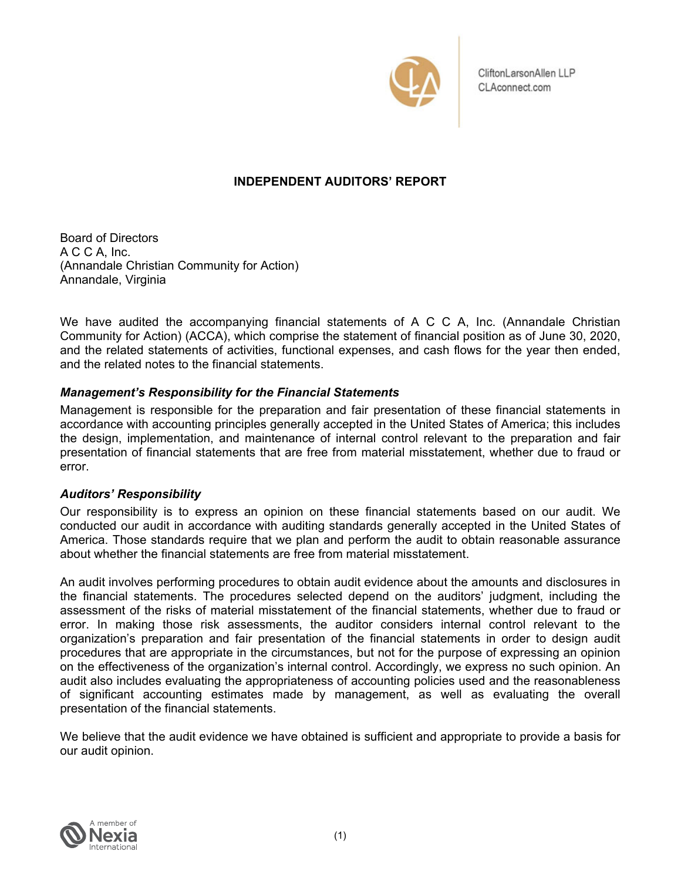CliftonLarsonAllen LLP
CLAconnect.com

## INDEPENDENT AUDITORS' REPORT

Board of Directors
A C C A, Inc.
(Annandale Christian Community for Action)
Annandale, Virginia

We have audited the accompanying financial statements of A C C A, Inc. (Annandale Christian Community for Action) (ACCA), which comprise the statement of financial position as of June 30, 2020, and the related statements of activities, functional expenses, and cash flows for the year then ended, and the related notes to the financial statements.

### *Management's Responsibility for the Financial Statements*

Management is responsible for the preparation and fair presentation of these financial statements in accordance with accounting principles generally accepted in the United States of America; this includes the design, implementation, and maintenance of internal control relevant to the preparation and fair presentation of financial statements that are free from material misstatement, whether due to fraud or error.

### *Auditors' Responsibility*

Our responsibility is to express an opinion on these financial statements based on our audit. We conducted our audit in accordance with auditing standards generally accepted in the United States of America. Those standards require that we plan and perform the audit to obtain reasonable assurance about whether the financial statements are free from material misstatement.

An audit involves performing procedures to obtain audit evidence about the amounts and disclosures in the financial statements. The procedures selected depend on the auditors' judgment, including the assessment of the risks of material misstatement of the financial statements, whether due to fraud or error. In making those risk assessments, the auditor considers internal control relevant to the organization's preparation and fair presentation of the financial statements in order to design audit procedures that are appropriate in the circumstances, but not for the purpose of expressing an opinion on the effectiveness of the organization's internal control. Accordingly, we express no such opinion. An audit also includes evaluating the appropriateness of accounting policies used and the reasonableness of significant accounting estimates made by management, as well as evaluating the overall presentation of the financial statements.

We believe that the audit evidence we have obtained is sufficient and appropriate to provide a basis for our audit opinion.

A member of Nexia International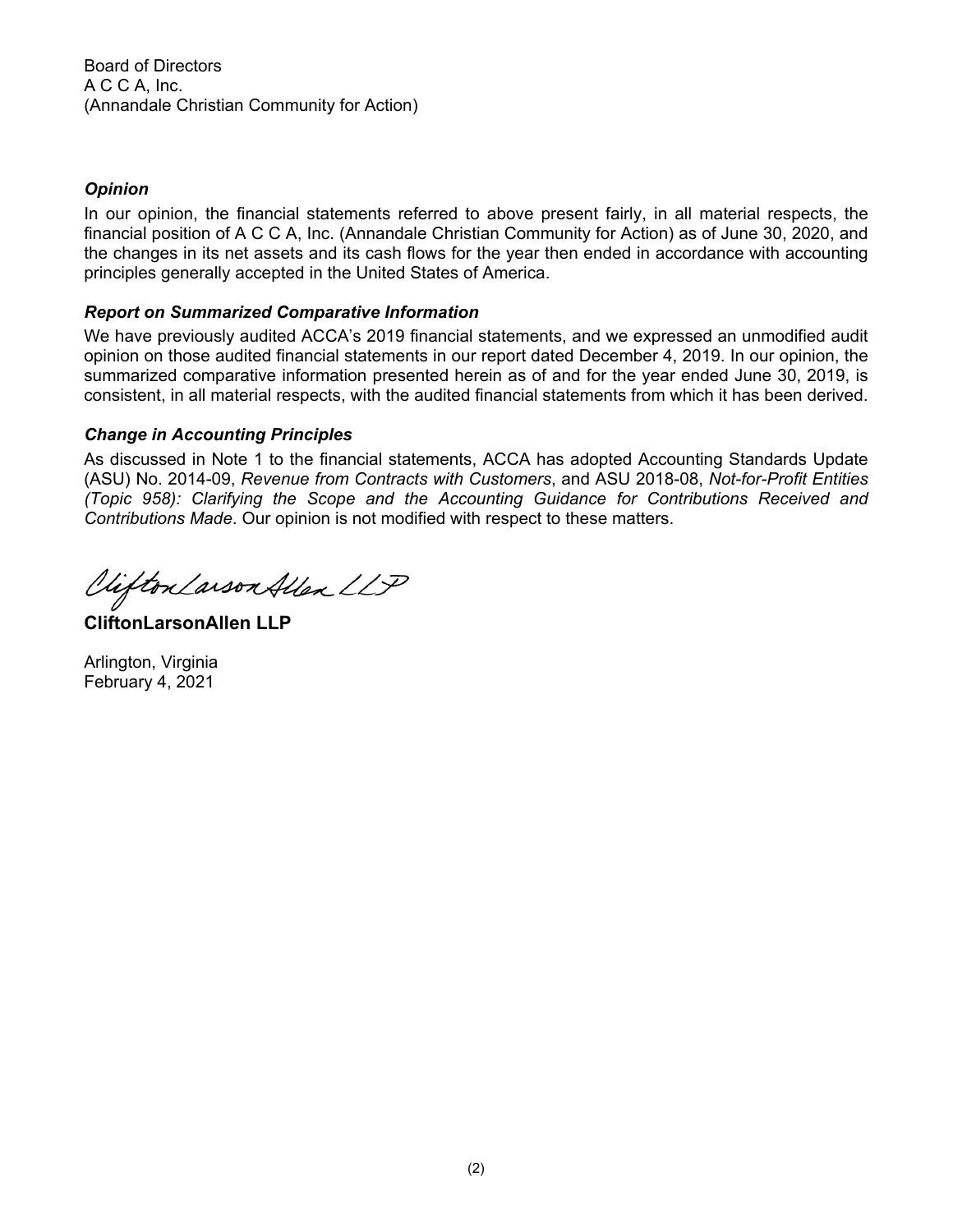Board of Directors
A C C A, Inc.
(Annandale Christian Community for Action)

### *Opinion*

In our opinion, the financial statements referred to above present fairly, in all material respects, the financial position of A C C A, Inc. (Annandale Christian Community for Action) as of June 30, 2020, and the changes in its net assets and its cash flows for the year then ended in accordance with accounting principles generally accepted in the United States of America.

### *Report on Summarized Comparative Information*

We have previously audited ACCA's 2019 financial statements, and we expressed an unmodified audit opinion on those audited financial statements in our report dated December 4, 2019. In our opinion, the summarized comparative information presented herein as of and for the year ended June 30, 2019, is consistent, in all material respects, with the audited financial statements from which it has been derived.

### *Change in Accounting Principles*

As discussed in Note 1 to the financial statements, ACCA has adopted Accounting Standards Update (ASU) No. 2014-09, *Revenue from Contracts with Customers*, and ASU 2018-08, *Not-for-Profit Entities (Topic 958): Clarifying the Scope and the Accounting Guidance for Contributions Received and Contributions Made*. Our opinion is not modified with respect to these matters.

CliftonLarsonAllen LLP

**CliftonLarsonAllen LLP**

Arlington, Virginia
February 4, 2021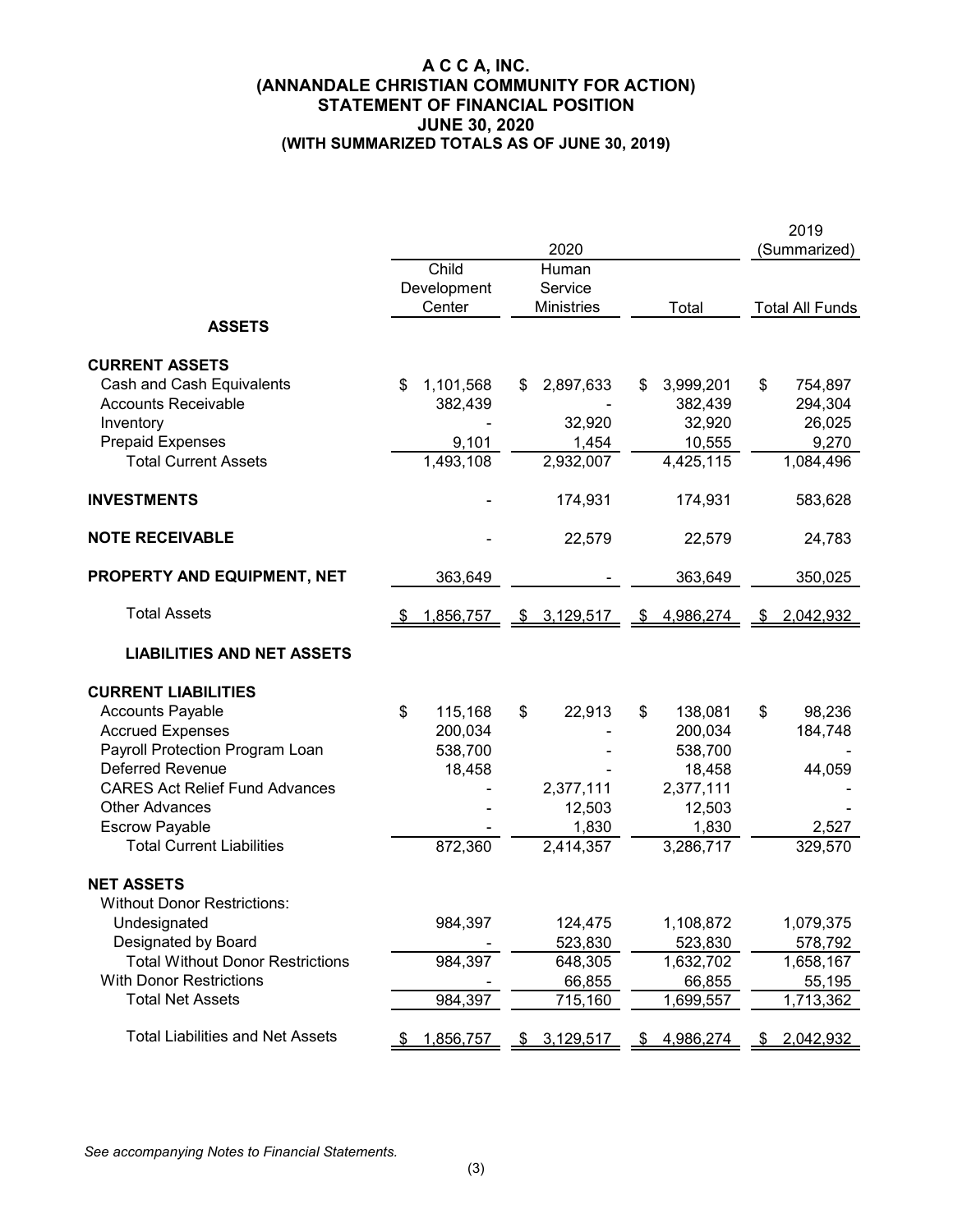# A C C A, INC.
# (ANNANDALE CHRISTIAN COMMUNITY FOR ACTION)
# STATEMENT OF FINANCIAL POSITION
# JUNE 30, 2020
# (WITH SUMMARIZED TOTALS AS OF JUNE 30, 2019)

| | 2020 | | | 2019 (Summarized) |
|---|---|---|---|---|
| | Child Development Center | Human Service Ministries | Total | Total All Funds |
| **ASSETS** | | | | |
| **CURRENT ASSETS** | | | | |
| Cash and Cash Equivalents | $ 1,101,568 | $ 2,897,633 | $ 3,999,201 | $ 754,897 |
| Accounts Receivable | 382,439 | - | 382,439 | 294,304 |
| Inventory | - | 32,920 | 32,920 | 26,025 |
| Prepaid Expenses | 9,101 | 1,454 | 10,555 | 9,270 |
| Total Current Assets | 1,493,108 | 2,932,007 | 4,425,115 | 1,084,496 |
| **INVESTMENTS** | - | 174,931 | 174,931 | 583,628 |
| **NOTE RECEIVABLE** | - | 22,579 | 22,579 | 24,783 |
| **PROPERTY AND EQUIPMENT, NET** | 363,649 | - | 363,649 | 350,025 |
| Total Assets | $ 1,856,757 | $ 3,129,517 | $ 4,986,274 | $ 2,042,932 |
| **LIABILITIES AND NET ASSETS** | | | | |
| **CURRENT LIABILITIES** | | | | |
| Accounts Payable | $ 115,168 | $ 22,913 | $ 138,081 | $ 98,236 |
| Accrued Expenses | 200,034 | - | 200,034 | 184,748 |
| Payroll Protection Program Loan | 538,700 | - | 538,700 | - |
| Deferred Revenue | 18,458 | - | 18,458 | 44,059 |
| CARES Act Relief Fund Advances | - | 2,377,111 | 2,377,111 | - |
| Other Advances | - | 12,503 | 12,503 | - |
| Escrow Payable | - | 1,830 | 1,830 | 2,527 |
| Total Current Liabilities | 872,360 | 2,414,357 | 3,286,717 | 329,570 |
| **NET ASSETS** | | | | |
| Without Donor Restrictions: | | | | |
| Undesignated | 984,397 | 124,475 | 1,108,872 | 1,079,375 |
| Designated by Board | - | 523,830 | 523,830 | 578,792 |
| Total Without Donor Restrictions | 984,397 | 648,305 | 1,632,702 | 1,658,167 |
| With Donor Restrictions | - | 66,855 | 66,855 | 55,195 |
| Total Net Assets | 984,397 | 715,160 | 1,699,557 | 1,713,362 |
| Total Liabilities and Net Assets | $ 1,856,757 | $ 3,129,517 | $ 4,986,274 | $ 2,042,932 |

*See accompanying Notes to Financial Statements.*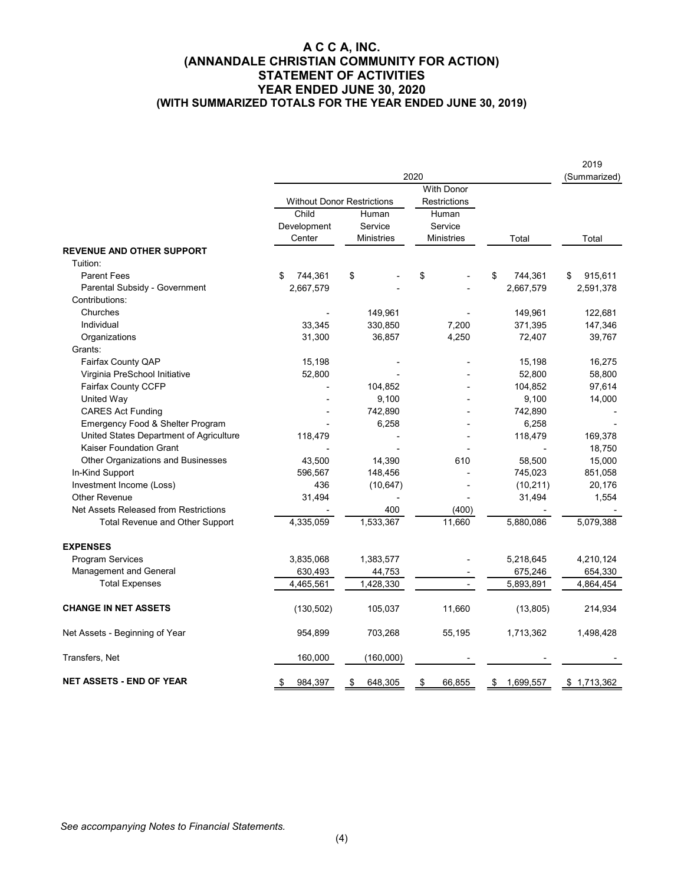# A C C A, INC.
# (ANNANDALE CHRISTIAN COMMUNITY FOR ACTION)
# STATEMENT OF ACTIVITIES
# YEAR ENDED JUNE 30, 2020
# (WITH SUMMARIZED TOTALS FOR THE YEAR ENDED JUNE 30, 2019)

| | 2020 | | | | 2019 (Summarized) |
|---|---|---|---|---|---|
| | Without Donor Restrictions | | With Donor Restrictions | | |
| | Child Development Center | Human Service Ministries | Human Service Ministries | Total | Total |
| **REVENUE AND OTHER SUPPORT** | | | | | |
| Tuition: | | | | | |
| Parent Fees | $ 744,361 | $ - | $ - | $ 744,361 | $ 915,611 |
| Parental Subsidy - Government | 2,667,579 | - | - | 2,667,579 | 2,591,378 |
| Contributions: | | | | | |
| Churches | - | 149,961 | - | 149,961 | 122,681 |
| Individual | 33,345 | 330,850 | 7,200 | 371,395 | 147,346 |
| Organizations | 31,300 | 36,857 | 4,250 | 72,407 | 39,767 |
| Grants: | | | | | |
| Fairfax County QAP | 15,198 | - | - | 15,198 | 16,275 |
| Virginia PreSchool Initiative | 52,800 | - | - | 52,800 | 58,800 |
| Fairfax County CCFP | - | 104,852 | - | 104,852 | 97,614 |
| United Way | - | 9,100 | - | 9,100 | 14,000 |
| CARES Act Funding | - | 742,890 | - | 742,890 | - |
| Emergency Food & Shelter Program | - | 6,258 | - | 6,258 | - |
| United States Department of Agriculture | 118,479 | - | - | 118,479 | 169,378 |
| Kaiser Foundation Grant | - | - | - | - | 18,750 |
| Other Organizations and Businesses | 43,500 | 14,390 | 610 | 58,500 | 15,000 |
| In-Kind Support | 596,567 | 148,456 | - | 745,023 | 851,058 |
| Investment Income (Loss) | 436 | (10,647) | - | (10,211) | 20,176 |
| Other Revenue | 31,494 | - | - | 31,494 | 1,554 |
| Net Assets Released from Restrictions | - | 400 | (400) | - | - |
| Total Revenue and Other Support | 4,335,059 | 1,533,367 | 11,660 | 5,880,086 | 5,079,388 |
| **EXPENSES** | | | | | |
| Program Services | 3,835,068 | 1,383,577 | - | 5,218,645 | 4,210,124 |
| Management and General | 630,493 | 44,753 | - | 675,246 | 654,330 |
| Total Expenses | 4,465,561 | 1,428,330 | - | 5,893,891 | 4,864,454 |
| **CHANGE IN NET ASSETS** | (130,502) | 105,037 | 11,660 | (13,805) | 214,934 |
| Net Assets - Beginning of Year | 954,899 | 703,268 | 55,195 | 1,713,362 | 1,498,428 |
| Transfers, Net | 160,000 | (160,000) | - | - | - |
| **NET ASSETS - END OF YEAR** | $ 984,397 | $ 648,305 | $ 66,855 | $ 1,699,557 | $ 1,713,362 |

*See accompanying Notes to Financial Statements.*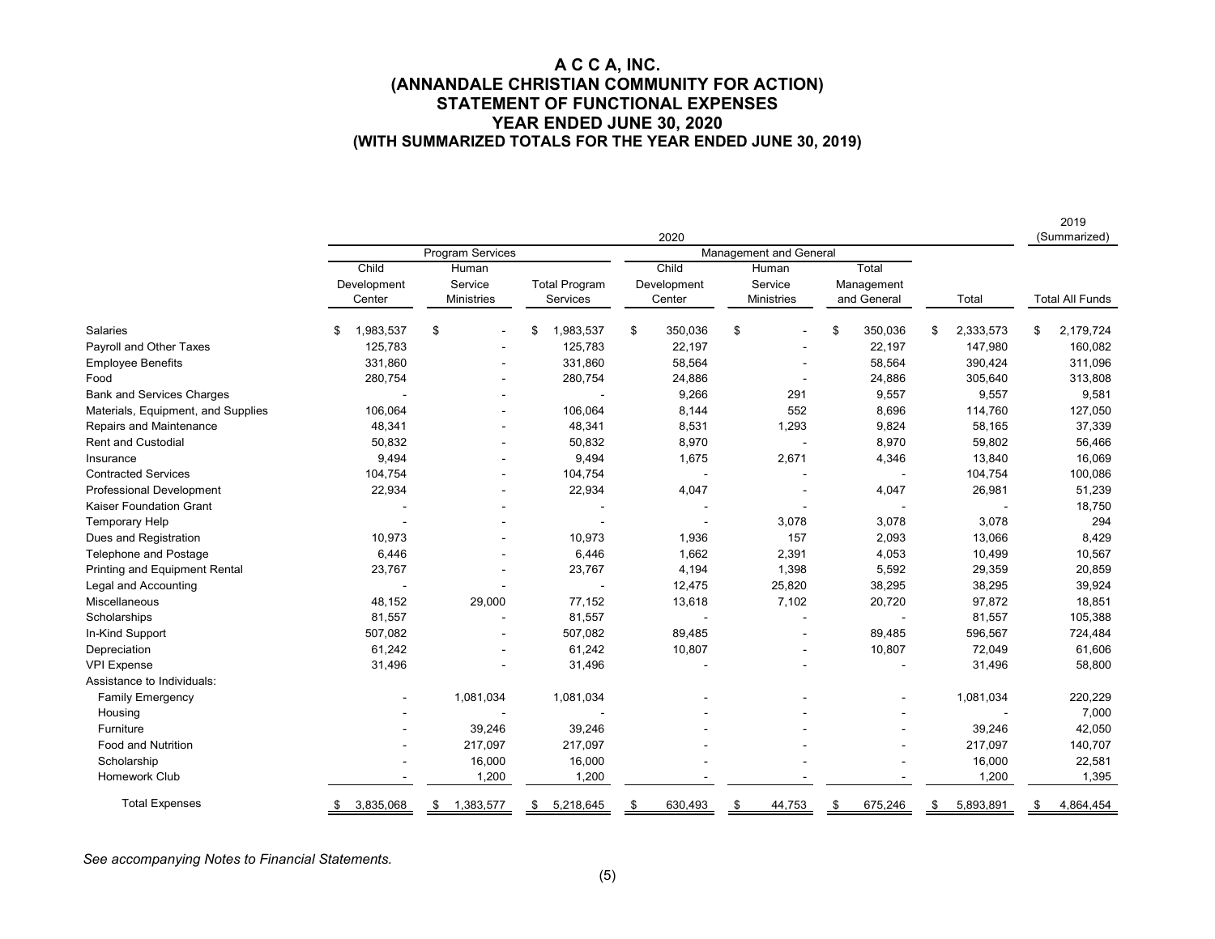# A C C A, INC.
# (ANNANDALE CHRISTIAN COMMUNITY FOR ACTION)
## STATEMENT OF FUNCTIONAL EXPENSES
## YEAR ENDED JUNE 30, 2020
## (WITH SUMMARIZED TOTALS FOR THE YEAR ENDED JUNE 30, 2019)

| | 2020 | | | | | | | 2019 (Summarized) |
|---|---|---|---|---|---|---|---|---|
| | Program Services | | | Management and General | | | | |
| | Child Development Center | Human Service Ministries | Total Program Services | Child Development Center | Human Service Ministries | Total Management and General | Total | Total All Funds |
| Salaries | $ 1,983,537 | $ - | $ 1,983,537 | $ 350,036 | $ - | $ 350,036 | $ 2,333,573 | $ 2,179,724 |
| Payroll and Other Taxes | 125,783 | - | 125,783 | 22,197 | - | 22,197 | 147,980 | 160,082 |
| Employee Benefits | 331,860 | - | 331,860 | 58,564 | - | 58,564 | 390,424 | 311,096 |
| Food | 280,754 | - | 280,754 | 24,886 | - | 24,886 | 305,640 | 313,808 |
| Bank and Services Charges | - | - | - | 9,266 | 291 | 9,557 | 9,557 | 9,581 |
| Materials, Equipment, and Supplies | 106,064 | - | 106,064 | 8,144 | 552 | 8,696 | 114,760 | 127,050 |
| Repairs and Maintenance | 48,341 | - | 48,341 | 8,531 | 1,293 | 9,824 | 58,165 | 37,339 |
| Rent and Custodial | 50,832 | - | 50,832 | 8,970 | - | 8,970 | 59,802 | 56,466 |
| Insurance | 9,494 | - | 9,494 | 1,675 | 2,671 | 4,346 | 13,840 | 16,069 |
| Contracted Services | 104,754 | - | 104,754 | - | - | - | 104,754 | 100,086 |
| Professional Development | 22,934 | - | 22,934 | 4,047 | - | 4,047 | 26,981 | 51,239 |
| Kaiser Foundation Grant | - | - | - | - | - | - | - | 18,750 |
| Temporary Help | - | - | - | - | 3,078 | 3,078 | 3,078 | 294 |
| Dues and Registration | 10,973 | - | 10,973 | 1,936 | 157 | 2,093 | 13,066 | 8,429 |
| Telephone and Postage | 6,446 | - | 6,446 | 1,662 | 2,391 | 4,053 | 10,499 | 10,567 |
| Printing and Equipment Rental | 23,767 | - | 23,767 | 4,194 | 1,398 | 5,592 | 29,359 | 20,859 |
| Legal and Accounting | - | - | - | 12,475 | 25,820 | 38,295 | 38,295 | 39,924 |
| Miscellaneous | 48,152 | 29,000 | 77,152 | 13,618 | 7,102 | 20,720 | 97,872 | 18,851 |
| Scholarships | 81,557 | - | 81,557 | - | - | - | 81,557 | 105,388 |
| In-Kind Support | 507,082 | - | 507,082 | 89,485 | - | 89,485 | 596,567 | 724,484 |
| Depreciation | 61,242 | - | 61,242 | 10,807 | - | 10,807 | 72,049 | 61,606 |
| VPI Expense | 31,496 | - | 31,496 | - | - | - | 31,496 | 58,800 |
| Assistance to Individuals: | | | | | | | | |
| Family Emergency | - | 1,081,034 | 1,081,034 | - | - | - | 1,081,034 | 220,229 |
| Housing | - | - | - | - | - | - | - | 7,000 |
| Furniture | - | 39,246 | 39,246 | - | - | - | 39,246 | 42,050 |
| Food and Nutrition | - | 217,097 | 217,097 | - | - | - | 217,097 | 140,707 |
| Scholarship | - | 16,000 | 16,000 | - | - | - | 16,000 | 22,581 |
| Homework Club | - | 1,200 | 1,200 | - | - | - | 1,200 | 1,395 |
| Total Expenses | $ 3,835,068 | $ 1,383,577 | $ 5,218,645 | $ 630,493 | $ 44,753 | $ 675,246 | $ 5,893,891 | $ 4,864,454 |

*See accompanying Notes to Financial Statements.*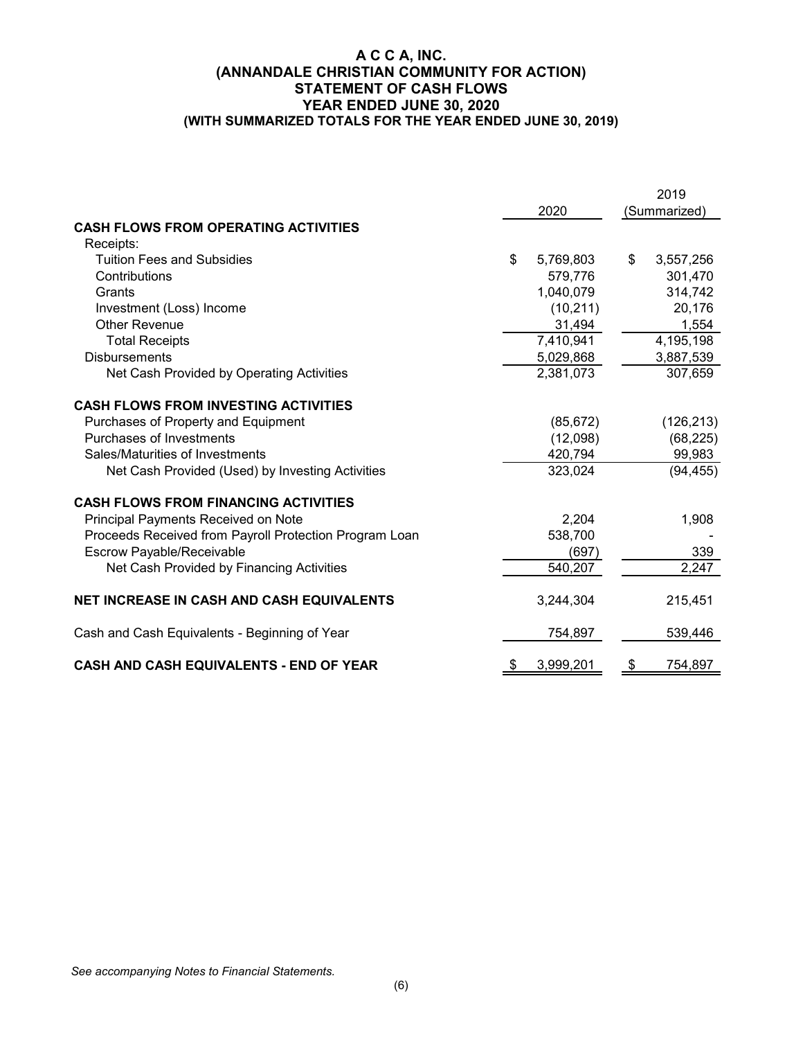# A C C A, INC.
## (ANNANDALE CHRISTIAN COMMUNITY FOR ACTION)
## STATEMENT OF CASH FLOWS
## YEAR ENDED JUNE 30, 2020
## (WITH SUMMARIZED TOTALS FOR THE YEAR ENDED JUNE 30, 2019)

| | 2020 | 2019 (Summarized) |
|---|---|---|
| **CASH FLOWS FROM OPERATING ACTIVITIES** | | |
| Receipts: | | |
| Tuition Fees and Subsidies | $ 5,769,803 | $ 3,557,256 |
| Contributions | 579,776 | 301,470 |
| Grants | 1,040,079 | 314,742 |
| Investment (Loss) Income | (10,211) | 20,176 |
| Other Revenue | 31,494 | 1,554 |
| Total Receipts | 7,410,941 | 4,195,198 |
| Disbursements | 5,029,868 | 3,887,539 |
| Net Cash Provided by Operating Activities | 2,381,073 | 307,659 |
| **CASH FLOWS FROM INVESTING ACTIVITIES** | | |
| Purchases of Property and Equipment | (85,672) | (126,213) |
| Purchases of Investments | (12,098) | (68,225) |
| Sales/Maturities of Investments | 420,794 | 99,983 |
| Net Cash Provided (Used) by Investing Activities | 323,024 | (94,455) |
| **CASH FLOWS FROM FINANCING ACTIVITIES** | | |
| Principal Payments Received on Note | 2,204 | 1,908 |
| Proceeds Received from Payroll Protection Program Loan | 538,700 | - |
| Escrow Payable/Receivable | (697) | 339 |
| Net Cash Provided by Financing Activities | 540,207 | 2,247 |
| **NET INCREASE IN CASH AND CASH EQUIVALENTS** | 3,244,304 | 215,451 |
| Cash and Cash Equivalents - Beginning of Year | 754,897 | 539,446 |
| **CASH AND CASH EQUIVALENTS - END OF YEAR** | $ 3,999,201 | $ 754,897 |

*See accompanying Notes to Financial Statements.*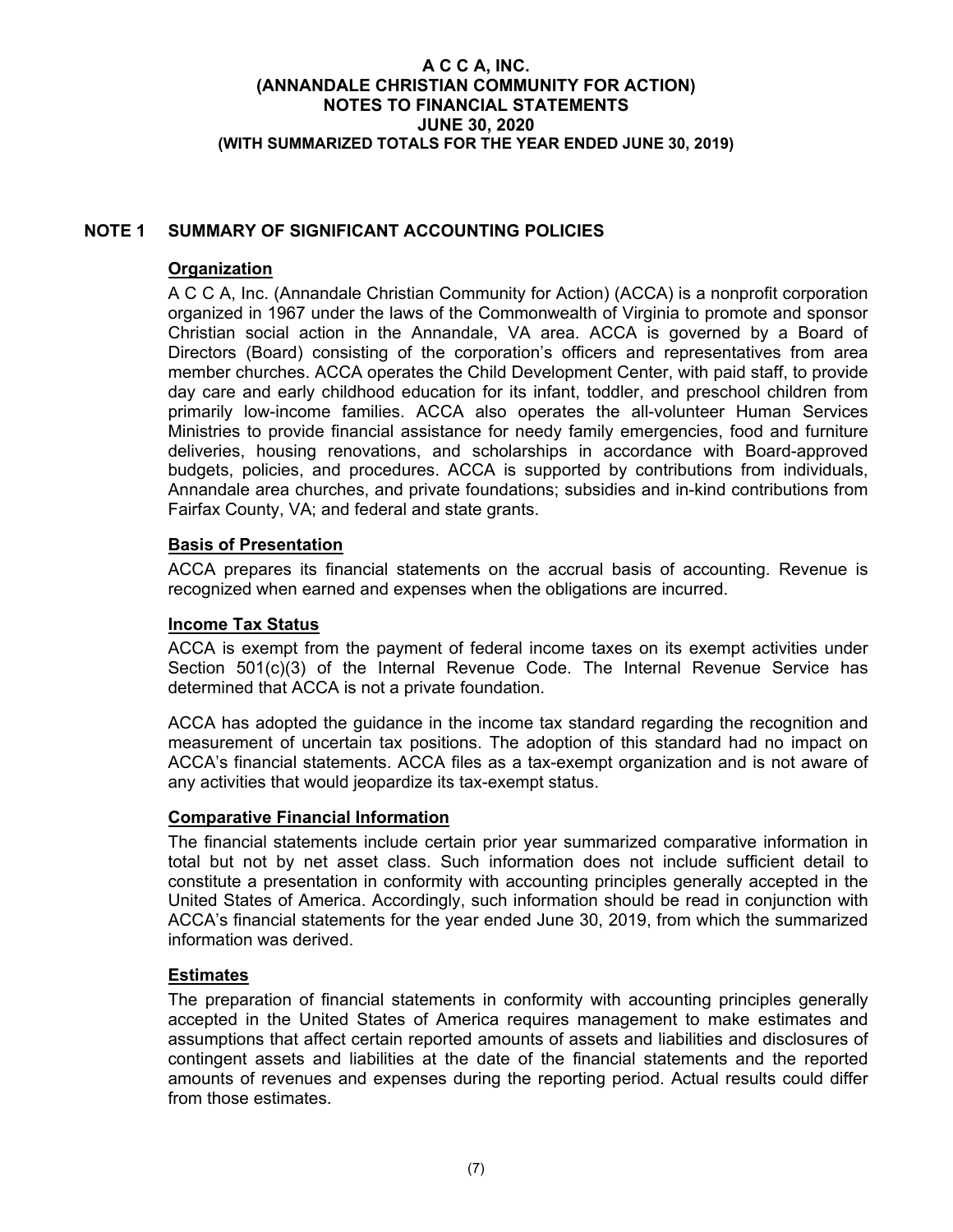# NOTE 1 SUMMARY OF SIGNIFICANT ACCOUNTING POLICIES

## Organization

A C C A, Inc. (Annandale Christian Community for Action) (ACCA) is a nonprofit corporation organized in 1967 under the laws of the Commonwealth of Virginia to promote and sponsor Christian social action in the Annandale, VA area. ACCA is governed by a Board of Directors (Board) consisting of the corporation's officers and representatives from area member churches. ACCA operates the Child Development Center, with paid staff, to provide day care and early childhood education for its infant, toddler, and preschool children from primarily low-income families. ACCA also operates the all-volunteer Human Services Ministries to provide financial assistance for needy family emergencies, food and furniture deliveries, housing renovations, and scholarships in accordance with Board-approved budgets, policies, and procedures. ACCA is supported by contributions from individuals, Annandale area churches, and private foundations; subsidies and in-kind contributions from Fairfax County, VA; and federal and state grants.

## Basis of Presentation

ACCA prepares its financial statements on the accrual basis of accounting. Revenue is recognized when earned and expenses when the obligations are incurred.

## Income Tax Status

ACCA is exempt from the payment of federal income taxes on its exempt activities under Section 501(c)(3) of the Internal Revenue Code. The Internal Revenue Service has determined that ACCA is not a private foundation.

ACCA has adopted the guidance in the income tax standard regarding the recognition and measurement of uncertain tax positions. The adoption of this standard had no impact on ACCA's financial statements. ACCA files as a tax-exempt organization and is not aware of any activities that would jeopardize its tax-exempt status.

## Comparative Financial Information

The financial statements include certain prior year summarized comparative information in total but not by net asset class. Such information does not include sufficient detail to constitute a presentation in conformity with accounting principles generally accepted in the United States of America. Accordingly, such information should be read in conjunction with ACCA's financial statements for the year ended June 30, 2019, from which the summarized information was derived.

## Estimates

The preparation of financial statements in conformity with accounting principles generally accepted in the United States of America requires management to make estimates and assumptions that affect certain reported amounts of assets and liabilities and disclosures of contingent assets and liabilities at the date of the financial statements and the reported amounts of revenues and expenses during the reporting period. Actual results could differ from those estimates.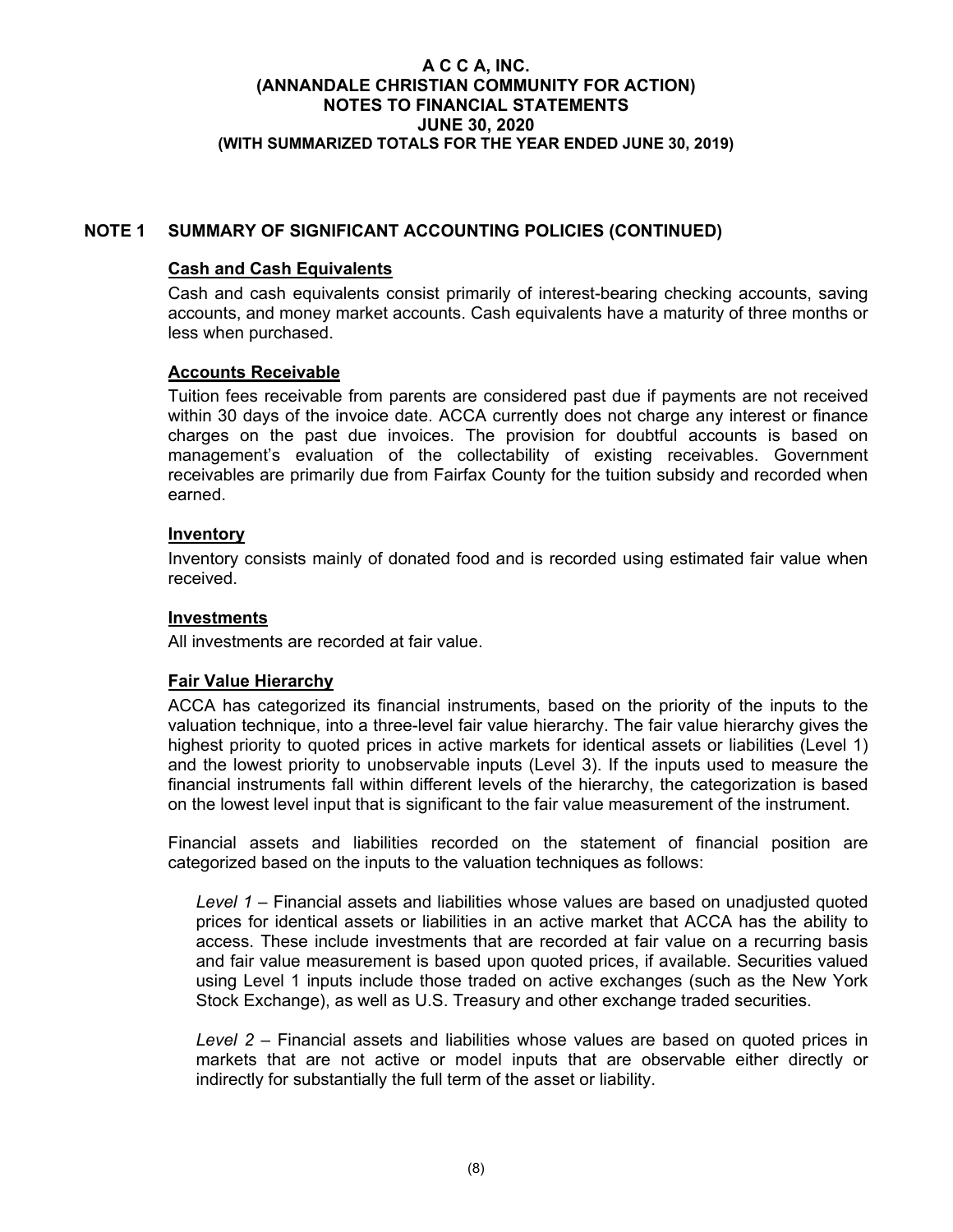## NOTE 1 SUMMARY OF SIGNIFICANT ACCOUNTING POLICIES (CONTINUED)

### Cash and Cash Equivalents

Cash and cash equivalents consist primarily of interest-bearing checking accounts, saving accounts, and money market accounts. Cash equivalents have a maturity of three months or less when purchased.

### Accounts Receivable

Tuition fees receivable from parents are considered past due if payments are not received within 30 days of the invoice date. ACCA currently does not charge any interest or finance charges on the past due invoices. The provision for doubtful accounts is based on management's evaluation of the collectability of existing receivables. Government receivables are primarily due from Fairfax County for the tuition subsidy and recorded when earned.

### Inventory

Inventory consists mainly of donated food and is recorded using estimated fair value when received.

### Investments

All investments are recorded at fair value.

### Fair Value Hierarchy

ACCA has categorized its financial instruments, based on the priority of the inputs to the valuation technique, into a three-level fair value hierarchy. The fair value hierarchy gives the highest priority to quoted prices in active markets for identical assets or liabilities (Level 1) and the lowest priority to unobservable inputs (Level 3). If the inputs used to measure the financial instruments fall within different levels of the hierarchy, the categorization is based on the lowest level input that is significant to the fair value measurement of the instrument.

Financial assets and liabilities recorded on the statement of financial position are categorized based on the inputs to the valuation techniques as follows:

*Level 1* – Financial assets and liabilities whose values are based on unadjusted quoted prices for identical assets or liabilities in an active market that ACCA has the ability to access. These include investments that are recorded at fair value on a recurring basis and fair value measurement is based upon quoted prices, if available. Securities valued using Level 1 inputs include those traded on active exchanges (such as the New York Stock Exchange), as well as U.S. Treasury and other exchange traded securities.

*Level 2* – Financial assets and liabilities whose values are based on quoted prices in markets that are not active or model inputs that are observable either directly or indirectly for substantially the full term of the asset or liability.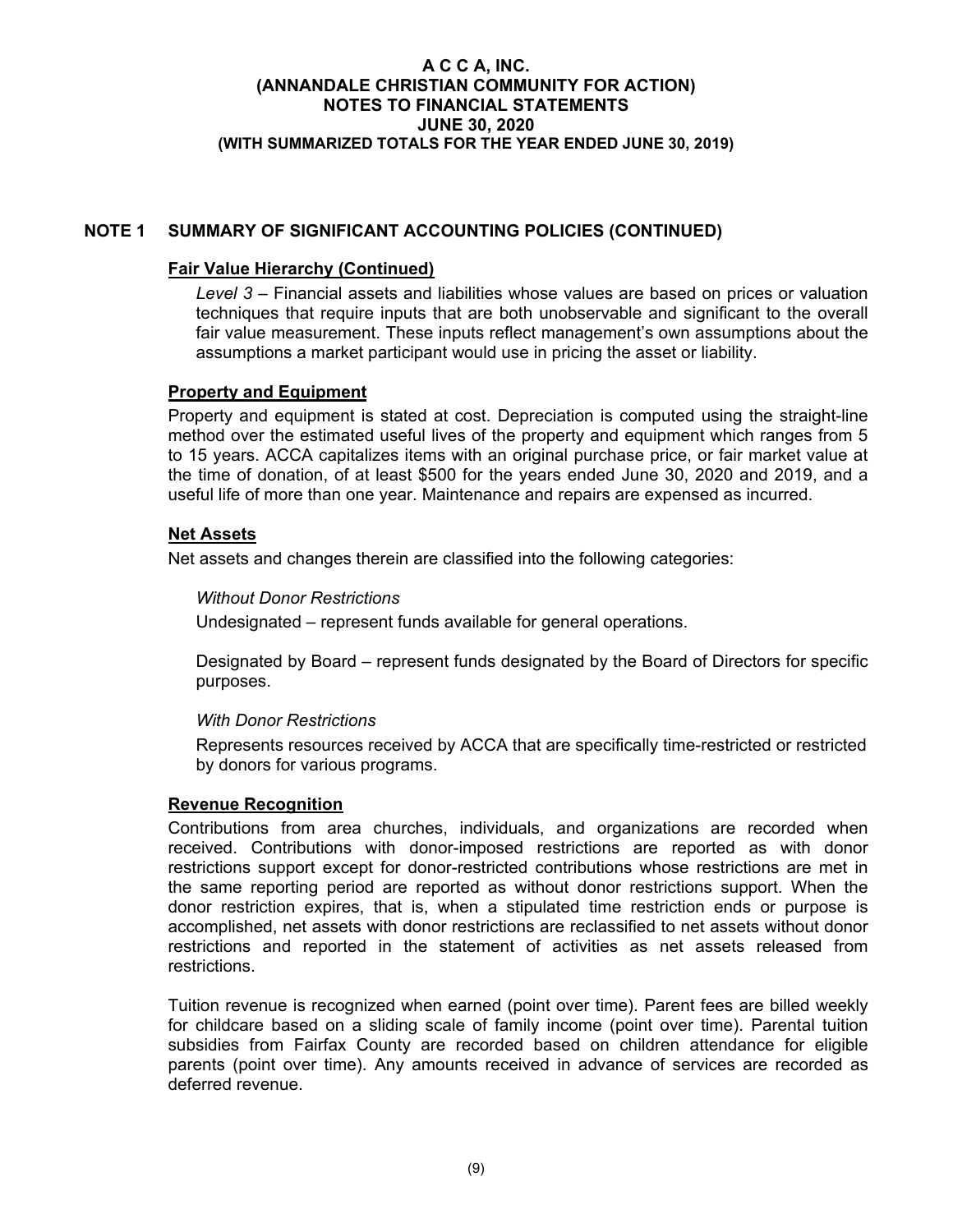# A C C A, INC.
# (ANNANDALE CHRISTIAN COMMUNITY FOR ACTION)
# NOTES TO FINANCIAL STATEMENTS
# JUNE 30, 2020
## (WITH SUMMARIZED TOTALS FOR THE YEAR ENDED JUNE 30, 2019)

## NOTE 1 SUMMARY OF SIGNIFICANT ACCOUNTING POLICIES (CONTINUED)

### Fair Value Hierarchy (Continued)

*Level 3* – Financial assets and liabilities whose values are based on prices or valuation techniques that require inputs that are both unobservable and significant to the overall fair value measurement. These inputs reflect management's own assumptions about the assumptions a market participant would use in pricing the asset or liability.

### Property and Equipment

Property and equipment is stated at cost. Depreciation is computed using the straight-line method over the estimated useful lives of the property and equipment which ranges from 5 to 15 years. ACCA capitalizes items with an original purchase price, or fair market value at the time of donation, of at least $500 for the years ended June 30, 2020 and 2019, and a useful life of more than one year. Maintenance and repairs are expensed as incurred.

### Net Assets

Net assets and changes therein are classified into the following categories:

*Without Donor Restrictions*

Undesignated – represent funds available for general operations.

Designated by Board – represent funds designated by the Board of Directors for specific purposes.

*With Donor Restrictions*

Represents resources received by ACCA that are specifically time-restricted or restricted by donors for various programs.

### Revenue Recognition

Contributions from area churches, individuals, and organizations are recorded when received. Contributions with donor-imposed restrictions are reported as with donor restrictions support except for donor-restricted contributions whose restrictions are met in the same reporting period are reported as without donor restrictions support. When the donor restriction expires, that is, when a stipulated time restriction ends or purpose is accomplished, net assets with donor restrictions are reclassified to net assets without donor restrictions and reported in the statement of activities as net assets released from restrictions.

Tuition revenue is recognized when earned (point over time). Parent fees are billed weekly for childcare based on a sliding scale of family income (point over time). Parental tuition subsidies from Fairfax County are recorded based on children attendance for eligible parents (point over time). Any amounts received in advance of services are recorded as deferred revenue.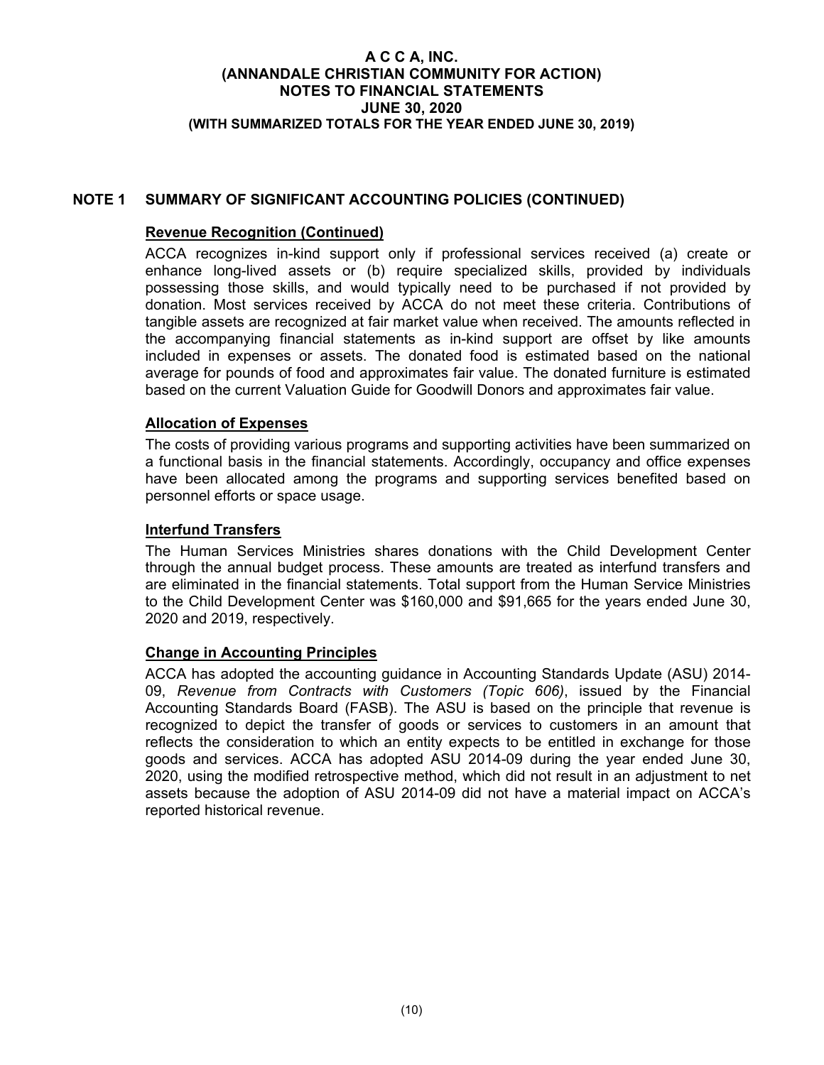**A C C A, INC.**
**(ANNANDALE CHRISTIAN COMMUNITY FOR ACTION)**
**NOTES TO FINANCIAL STATEMENTS**
**JUNE 30, 2020**
**(WITH SUMMARIZED TOTALS FOR THE YEAR ENDED JUNE 30, 2019)**

## NOTE 1 SUMMARY OF SIGNIFICANT ACCOUNTING POLICIES (CONTINUED)

### Revenue Recognition (Continued)

ACCA recognizes in-kind support only if professional services received (a) create or enhance long-lived assets or (b) require specialized skills, provided by individuals possessing those skills, and would typically need to be purchased if not provided by donation. Most services received by ACCA do not meet these criteria. Contributions of tangible assets are recognized at fair market value when received. The amounts reflected in the accompanying financial statements as in-kind support are offset by like amounts included in expenses or assets. The donated food is estimated based on the national average for pounds of food and approximates fair value. The donated furniture is estimated based on the current Valuation Guide for Goodwill Donors and approximates fair value.

### Allocation of Expenses

The costs of providing various programs and supporting activities have been summarized on a functional basis in the financial statements. Accordingly, occupancy and office expenses have been allocated among the programs and supporting services benefited based on personnel efforts or space usage.

### Interfund Transfers

The Human Services Ministries shares donations with the Child Development Center through the annual budget process. These amounts are treated as interfund transfers and are eliminated in the financial statements. Total support from the Human Service Ministries to the Child Development Center was $160,000 and $91,665 for the years ended June 30, 2020 and 2019, respectively.

### Change in Accounting Principles

ACCA has adopted the accounting guidance in Accounting Standards Update (ASU) 2014-09, *Revenue from Contracts with Customers (Topic 606)*, issued by the Financial Accounting Standards Board (FASB). The ASU is based on the principle that revenue is recognized to depict the transfer of goods or services to customers in an amount that reflects the consideration to which an entity expects to be entitled in exchange for those goods and services. ACCA has adopted ASU 2014-09 during the year ended June 30, 2020, using the modified retrospective method, which did not result in an adjustment to net assets because the adoption of ASU 2014-09 did not have a material impact on ACCA's reported historical revenue.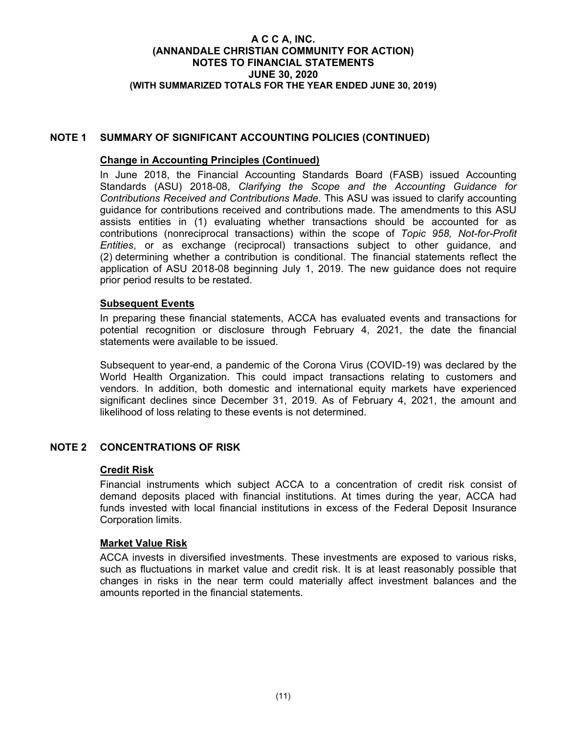# A C C A, INC.
# (ANNANDALE CHRISTIAN COMMUNITY FOR ACTION)
# NOTES TO FINANCIAL STATEMENTS
# JUNE 30, 2020
## (WITH SUMMARIZED TOTALS FOR THE YEAR ENDED JUNE 30, 2019)

## NOTE 1 SUMMARY OF SIGNIFICANT ACCOUNTING POLICIES (CONTINUED)

### Change in Accounting Principles (Continued)

In June 2018, the Financial Accounting Standards Board (FASB) issued Accounting Standards (ASU) 2018-08, *Clarifying the Scope and the Accounting Guidance for Contributions Received and Contributions Made*. This ASU was issued to clarify accounting guidance for contributions received and contributions made. The amendments to this ASU assists entities in (1) evaluating whether transactions should be accounted for as contributions (nonreciprocal transactions) within the scope of *Topic 958, Not-for-Profit Entities*, or as exchange (reciprocal) transactions subject to other guidance, and (2) determining whether a contribution is conditional. The financial statements reflect the application of ASU 2018-08 beginning July 1, 2019. The new guidance does not require prior period results to be restated.

### Subsequent Events

In preparing these financial statements, ACCA has evaluated events and transactions for potential recognition or disclosure through February 4, 2021, the date the financial statements were available to be issued.

Subsequent to year-end, a pandemic of the Corona Virus (COVID-19) was declared by the World Health Organization. This could impact transactions relating to customers and vendors. In addition, both domestic and international equity markets have experienced significant declines since December 31, 2019. As of February 4, 2021, the amount and likelihood of loss relating to these events is not determined.

## NOTE 2 CONCENTRATIONS OF RISK

### Credit Risk

Financial instruments which subject ACCA to a concentration of credit risk consist of demand deposits placed with financial institutions. At times during the year, ACCA had funds invested with local financial institutions in excess of the Federal Deposit Insurance Corporation limits.

### Market Value Risk

ACCA invests in diversified investments. These investments are exposed to various risks, such as fluctuations in market value and credit risk. It is at least reasonably possible that changes in risks in the near term could materially affect investment balances and the amounts reported in the financial statements.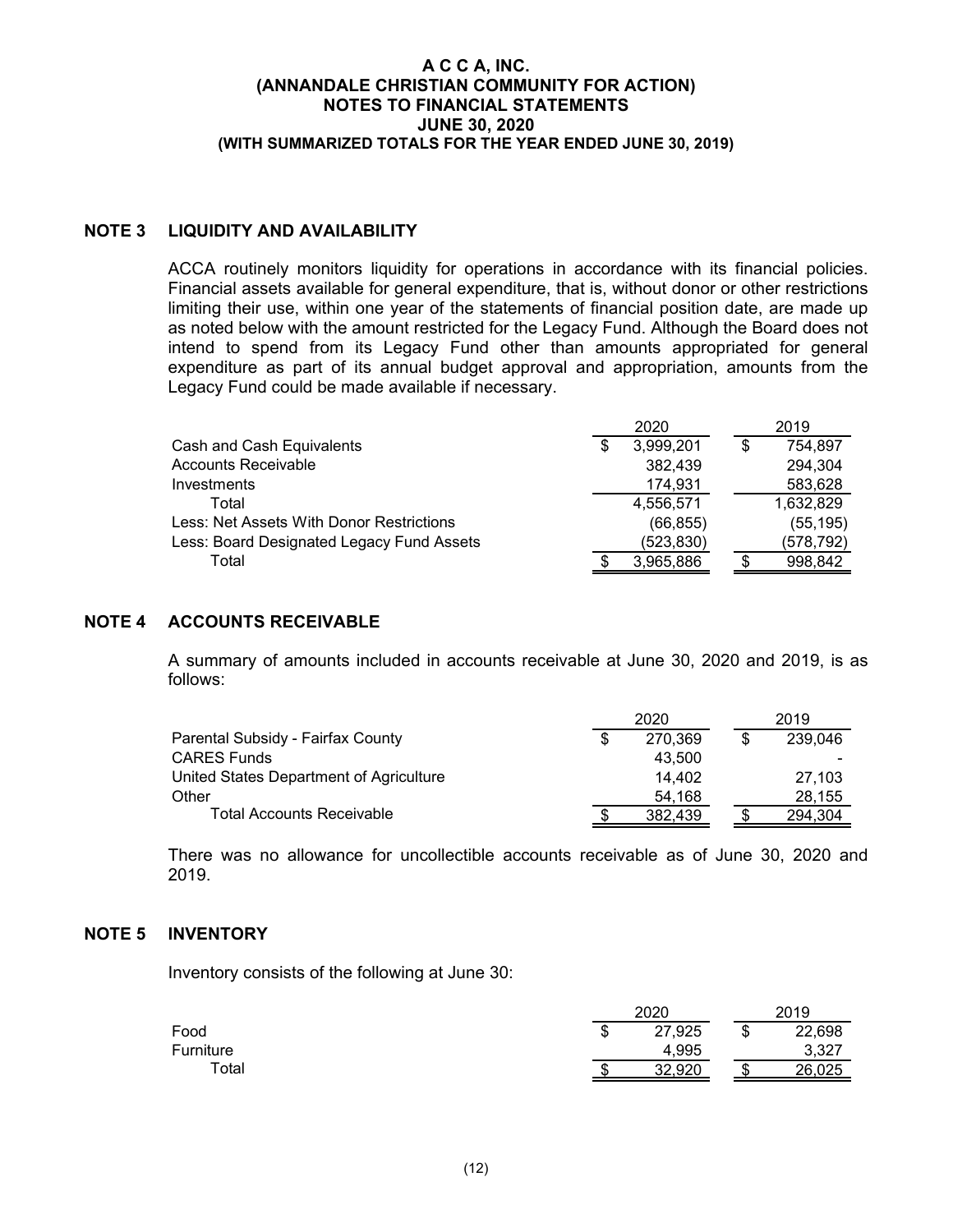# NOTE 3 LIQUIDITY AND AVAILABILITY

ACCA routinely monitors liquidity for operations in accordance with its financial policies. Financial assets available for general expenditure, that is, without donor or other restrictions limiting their use, within one year of the statements of financial position date, are made up as noted below with the amount restricted for the Legacy Fund. Although the Board does not intend to spend from its Legacy Fund other than amounts appropriated for general expenditure as part of its annual budget approval and appropriation, amounts from the Legacy Fund could be made available if necessary.

| | 2020 | 2019 |
|---|---|---|
| Cash and Cash Equivalents | $ 3,999,201 | $ 754,897 |
| Accounts Receivable | 382,439 | 294,304 |
| Investments | 174,931 | 583,628 |
| Total | 4,556,571 | 1,632,829 |
| Less: Net Assets With Donor Restrictions | (66,855) | (55,195) |
| Less: Board Designated Legacy Fund Assets | (523,830) | (578,792) |
| Total | $ 3,965,886 | $ 998,842 |

# NOTE 4 ACCOUNTS RECEIVABLE

A summary of amounts included in accounts receivable at June 30, 2020 and 2019, is as follows:

| | 2020 | 2019 |
|---|---|---|
| Parental Subsidy - Fairfax County | $ 270,369 | $ 239,046 |
| CARES Funds | 43,500 | - |
| United States Department of Agriculture | 14,402 | 27,103 |
| Other | 54,168 | 28,155 |
| Total Accounts Receivable | $ 382,439 | $ 294,304 |

There was no allowance for uncollectible accounts receivable as of June 30, 2020 and 2019.

# NOTE 5 INVENTORY

Inventory consists of the following at June 30:

| | 2020 | 2019 |
|---|---|---|
| Food | $ 27,925 | $ 22,698 |
| Furniture | 4,995 | 3,327 |
| Total | $ 32,920 | $ 26,025 |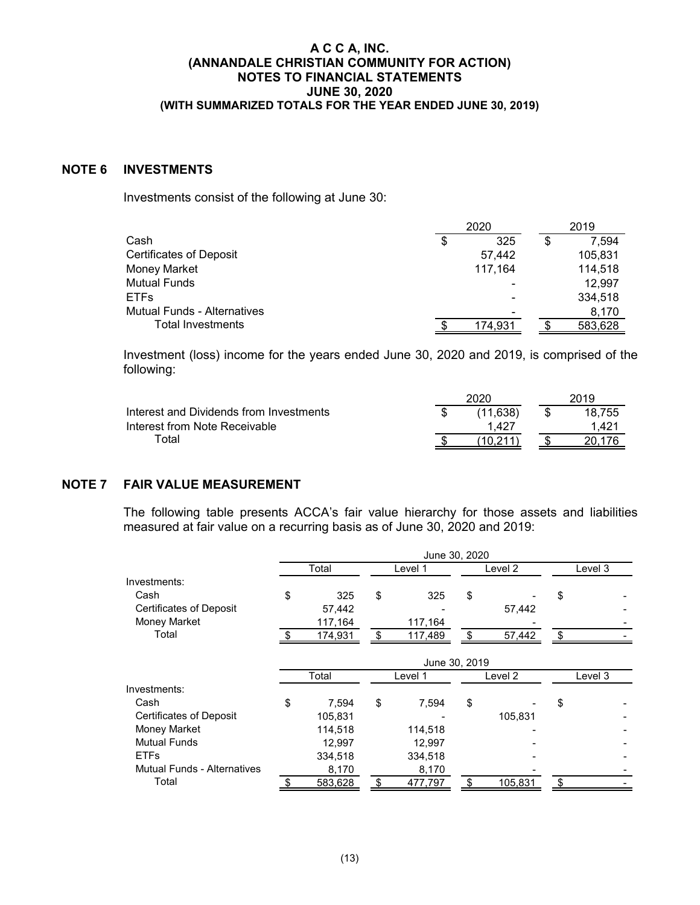# A C C A, INC.
# (ANNANDALE CHRISTIAN COMMUNITY FOR ACTION)
# NOTES TO FINANCIAL STATEMENTS
# JUNE 30, 2020
### (WITH SUMMARIZED TOTALS FOR THE YEAR ENDED JUNE 30, 2019)

## NOTE 6 INVESTMENTS

Investments consist of the following at June 30:

| | 2020 | 2019 |
|---|---|---|
| Cash | $ 325 | $ 7,594 |
| Certificates of Deposit | 57,442 | 105,831 |
| Money Market | 117,164 | 114,518 |
| Mutual Funds | - | 12,997 |
| ETFs | - | 334,518 |
| Mutual Funds - Alternatives | - | 8,170 |
| Total Investments | $ 174,931 | $ 583,628 |

Investment (loss) income for the years ended June 30, 2020 and 2019, is comprised of the following:

| | 2020 | 2019 |
|---|---|---|
| Interest and Dividends from Investments | $ (11,638) | $ 18,755 |
| Interest from Note Receivable | 1,427 | 1,421 |
| Total | $ (10,211) | $ 20,176 |

## NOTE 7 FAIR VALUE MEASUREMENT

The following table presents ACCA's fair value hierarchy for those assets and liabilities measured at fair value on a recurring basis as of June 30, 2020 and 2019:

| | June 30, 2020 | | | |
|---|---|---|---|---|
| | Total | Level 1 | Level 2 | Level 3 |
| Investments: | | | | |
| Cash | $ 325 | $ 325 | $ - | $ - |
| Certificates of Deposit | 57,442 | - | 57,442 | - |
| Money Market | 117,164 | 117,164 | - | - |
| Total | $ 174,931 | $ 117,489 | $ 57,442 | $ - |

| | June 30, 2019 | | | |
|---|---|---|---|---|
| | Total | Level 1 | Level 2 | Level 3 |
| Investments: | | | | |
| Cash | $ 7,594 | $ 7,594 | $ - | $ - |
| Certificates of Deposit | 105,831 | - | 105,831 | - |
| Money Market | 114,518 | 114,518 | - | - |
| Mutual Funds | 12,997 | 12,997 | - | - |
| ETFs | 334,518 | 334,518 | - | - |
| Mutual Funds - Alternatives | 8,170 | 8,170 | - | - |
| Total | $ 583,628 | $ 477,797 | $ 105,831 | $ - |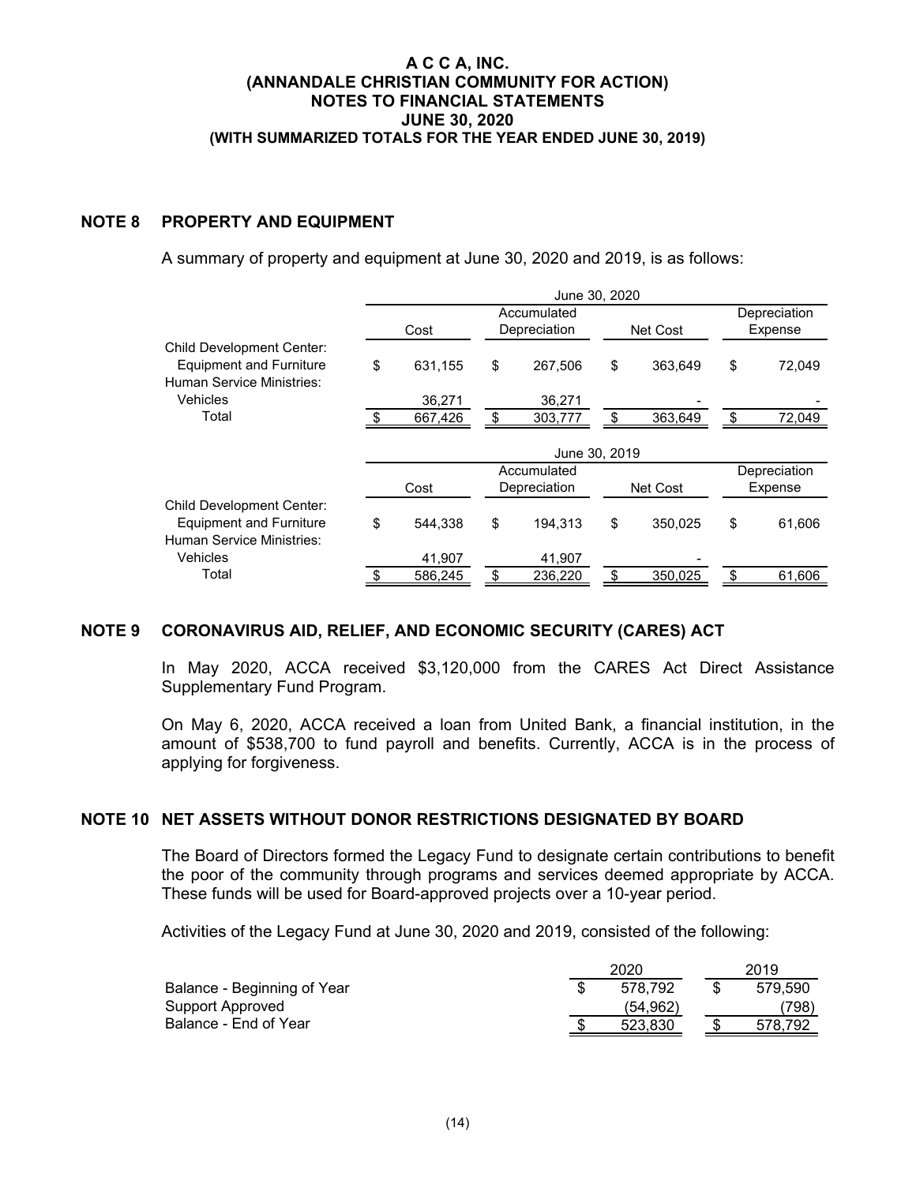# A C C A, INC.
# (ANNANDALE CHRISTIAN COMMUNITY FOR ACTION)
# NOTES TO FINANCIAL STATEMENTS
# JUNE 30, 2020
# (WITH SUMMARIZED TOTALS FOR THE YEAR ENDED JUNE 30, 2019)

## NOTE 8 PROPERTY AND EQUIPMENT

A summary of property and equipment at June 30, 2020 and 2019, is as follows:

| | June 30, 2020 | | | |
|---|---|---|---|---|
| | Cost | Accumulated Depreciation | Net Cost | Depreciation Expense |
| Child Development Center: | | | | |
| Equipment and Furniture | $ 631,155 | $ 267,506 | $ 363,649 | $ 72,049 |
| Human Service Ministries: | | | | |
| Vehicles | 36,271 | 36,271 | - | - |
| Total | $ 667,426 | $ 303,777 | $ 363,649 | $ 72,049 |

| | June 30, 2019 | | | |
|---|---|---|---|---|
| | Cost | Accumulated Depreciation | Net Cost | Depreciation Expense |
| Child Development Center: | | | | |
| Equipment and Furniture | $ 544,338 | $ 194,313 | $ 350,025 | $ 61,606 |
| Human Service Ministries: | | | | |
| Vehicles | 41,907 | 41,907 | - | |
| Total | $ 586,245 | $ 236,220 | $ 350,025 | $ 61,606 |

## NOTE 9 CORONAVIRUS AID, RELIEF, AND ECONOMIC SECURITY (CARES) ACT

In May 2020, ACCA received $3,120,000 from the CARES Act Direct Assistance Supplementary Fund Program.

On May 6, 2020, ACCA received a loan from United Bank, a financial institution, in the amount of $538,700 to fund payroll and benefits. Currently, ACCA is in the process of applying for forgiveness.

## NOTE 10 NET ASSETS WITHOUT DONOR RESTRICTIONS DESIGNATED BY BOARD

The Board of Directors formed the Legacy Fund to designate certain contributions to benefit the poor of the community through programs and services deemed appropriate by ACCA. These funds will be used for Board-approved projects over a 10-year period.

Activities of the Legacy Fund at June 30, 2020 and 2019, consisted of the following:

| | 2020 | 2019 |
|---|---|---|
| Balance - Beginning of Year | $ 578,792 | $ 579,590 |
| Support Approved | (54,962) | (798) |
| Balance - End of Year | $ 523,830 | $ 578,792 |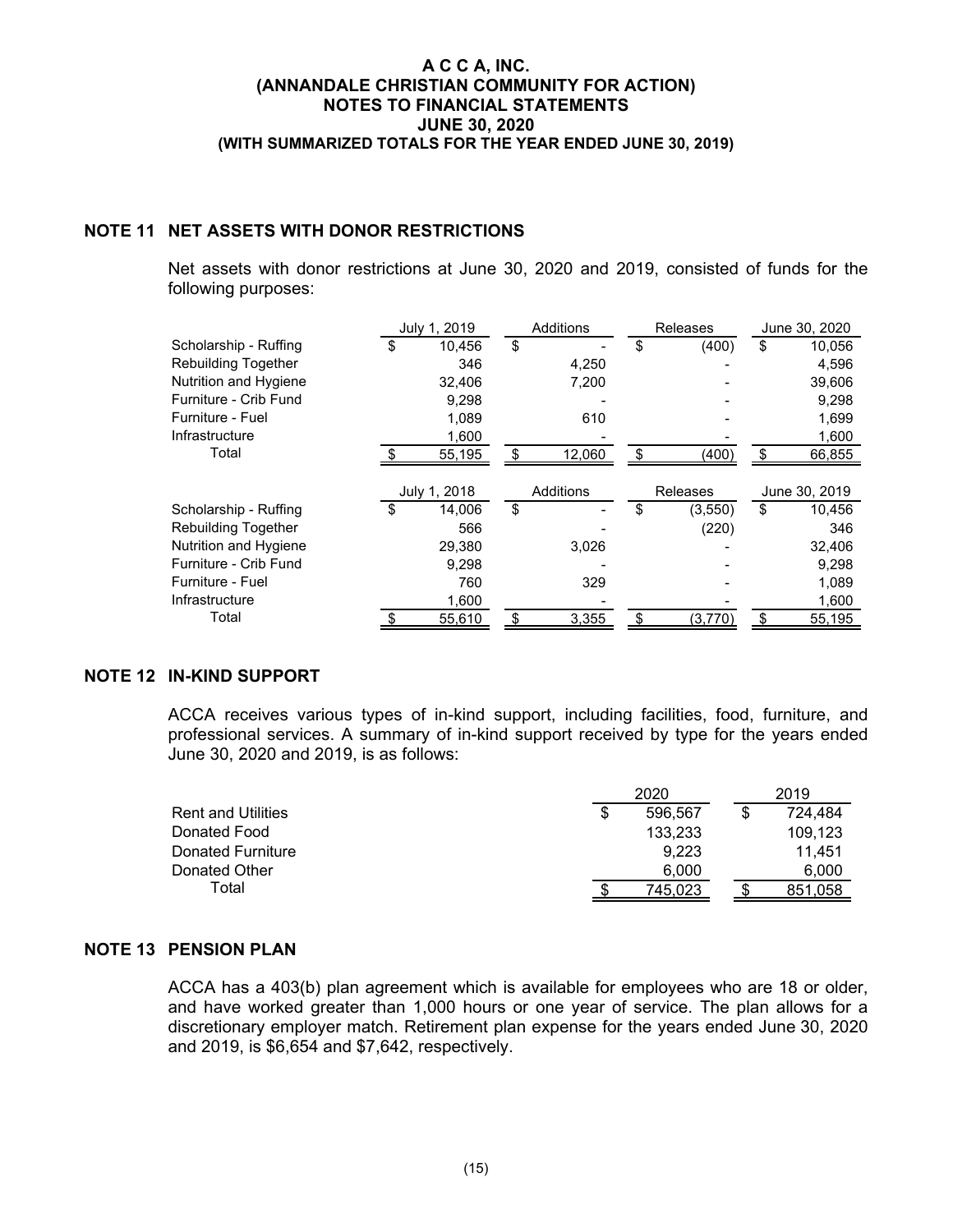# A C C A, INC.
# (ANNANDALE CHRISTIAN COMMUNITY FOR ACTION)
# NOTES TO FINANCIAL STATEMENTS
# JUNE 30, 2020
## (WITH SUMMARIZED TOTALS FOR THE YEAR ENDED JUNE 30, 2019)

## NOTE 11 NET ASSETS WITH DONOR RESTRICTIONS

Net assets with donor restrictions at June 30, 2020 and 2019, consisted of funds for the following purposes:

| | July 1, 2019 | Additions | Releases | June 30, 2020 |
|---|---|---|---|---|
| Scholarship - Ruffing | $ 10,456 | $ - | $ (400) | $ 10,056 |
| Rebuilding Together | 346 | 4,250 | - | 4,596 |
| Nutrition and Hygiene | 32,406 | 7,200 | - | 39,606 |
| Furniture - Crib Fund | 9,298 | - | - | 9,298 |
| Furniture - Fuel | 1,089 | 610 | - | 1,699 |
| Infrastructure | 1,600 | - | - | 1,600 |
| Total | $ 55,195 | $ 12,060 | $ (400) | $ 66,855 |

| | July 1, 2018 | Additions | Releases | June 30, 2019 |
|---|---|---|---|---|
| Scholarship - Ruffing | $ 14,006 | $ - | $ (3,550) | $ 10,456 |
| Rebuilding Together | 566 | - | (220) | 346 |
| Nutrition and Hygiene | 29,380 | 3,026 | - | 32,406 |
| Furniture - Crib Fund | 9,298 | - | - | 9,298 |
| Furniture - Fuel | 760 | 329 | - | 1,089 |
| Infrastructure | 1,600 | - | - | 1,600 |
| Total | $ 55,610 | $ 3,355 | $ (3,770) | $ 55,195 |

## NOTE 12 IN-KIND SUPPORT

ACCA receives various types of in-kind support, including facilities, food, furniture, and professional services. A summary of in-kind support received by type for the years ended June 30, 2020 and 2019, is as follows:

| | 2020 | 2019 |
|---|---|---|
| Rent and Utilities | $ 596,567 | $ 724,484 |
| Donated Food | 133,233 | 109,123 |
| Donated Furniture | 9,223 | 11,451 |
| Donated Other | 6,000 | 6,000 |
| Total | $ 745,023 | $ 851,058 |

## NOTE 13 PENSION PLAN

ACCA has a 403(b) plan agreement which is available for employees who are 18 or older, and have worked greater than 1,000 hours or one year of service. The plan allows for a discretionary employer match. Retirement plan expense for the years ended June 30, 2020 and 2019, is $6,654 and $7,642, respectively.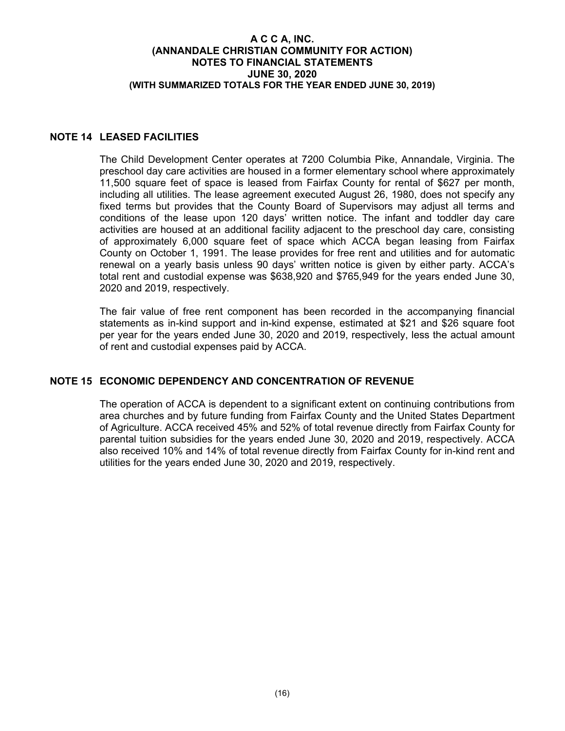## NOTE 14 LEASED FACILITIES

The Child Development Center operates at 7200 Columbia Pike, Annandale, Virginia. The preschool day care activities are housed in a former elementary school where approximately 11,500 square feet of space is leased from Fairfax County for rental of $627 per month, including all utilities. The lease agreement executed August 26, 1980, does not specify any fixed terms but provides that the County Board of Supervisors may adjust all terms and conditions of the lease upon 120 days' written notice. The infant and toddler day care activities are housed at an additional facility adjacent to the preschool day care, consisting of approximately 6,000 square feet of space which ACCA began leasing from Fairfax County on October 1, 1991. The lease provides for free rent and utilities and for automatic renewal on a yearly basis unless 90 days' written notice is given by either party. ACCA's total rent and custodial expense was $638,920 and $765,949 for the years ended June 30, 2020 and 2019, respectively.

The fair value of free rent component has been recorded in the accompanying financial statements as in-kind support and in-kind expense, estimated at $21 and $26 square foot per year for the years ended June 30, 2020 and 2019, respectively, less the actual amount of rent and custodial expenses paid by ACCA.

## NOTE 15 ECONOMIC DEPENDENCY AND CONCENTRATION OF REVENUE

The operation of ACCA is dependent to a significant extent on continuing contributions from area churches and by future funding from Fairfax County and the United States Department of Agriculture. ACCA received 45% and 52% of total revenue directly from Fairfax County for parental tuition subsidies for the years ended June 30, 2020 and 2019, respectively. ACCA also received 10% and 14% of total revenue directly from Fairfax County for in-kind rent and utilities for the years ended June 30, 2020 and 2019, respectively.